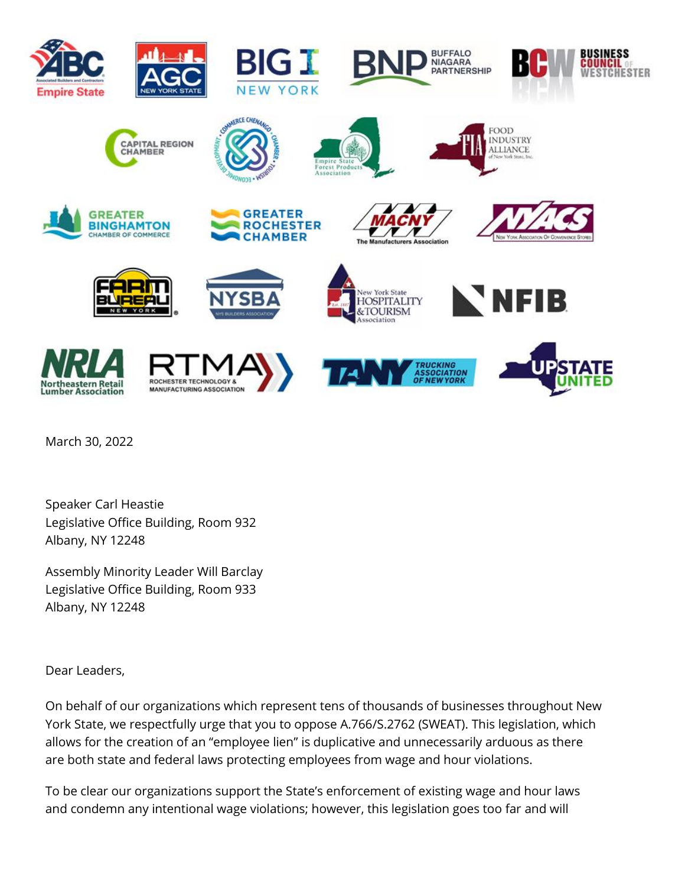March 30, 2022

Speaker Carl Heastie
Legislative Office Building, Room 932
Albany, NY 12248

Assembly Minority Leader Will Barclay
Legislative Office Building, Room 933
Albany, NY 12248

Dear Leaders,

On behalf of our organizations which represent tens of thousands of businesses throughout New York State, we respectfully urge that you to oppose A.766/S.2762 (SWEAT). This legislation, which allows for the creation of an "employee lien" is duplicative and unnecessarily arduous as there are both state and federal laws protecting employees from wage and hour violations.

To be clear our organizations support the State's enforcement of existing wage and hour laws and condemn any intentional wage violations; however, this legislation goes too far and will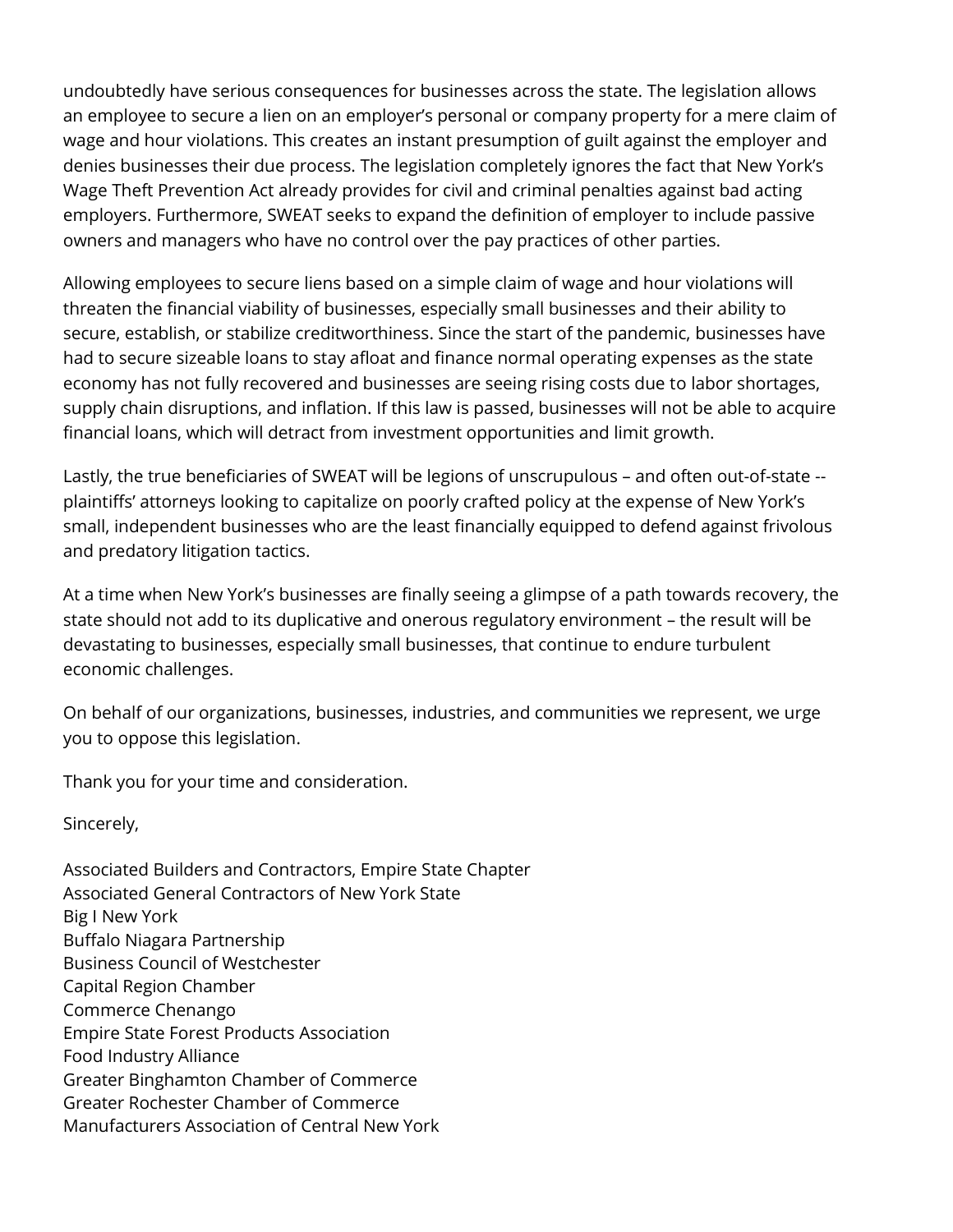undoubtedly have serious consequences for businesses across the state. The legislation allows an employee to secure a lien on an employer's personal or company property for a mere claim of wage and hour violations. This creates an instant presumption of guilt against the employer and denies businesses their due process. The legislation completely ignores the fact that New York's Wage Theft Prevention Act already provides for civil and criminal penalties against bad acting employers. Furthermore, SWEAT seeks to expand the definition of employer to include passive owners and managers who have no control over the pay practices of other parties.

Allowing employees to secure liens based on a simple claim of wage and hour violations will threaten the financial viability of businesses, especially small businesses and their ability to secure, establish, or stabilize creditworthiness. Since the start of the pandemic, businesses have had to secure sizeable loans to stay afloat and finance normal operating expenses as the state economy has not fully recovered and businesses are seeing rising costs due to labor shortages, supply chain disruptions, and inflation. If this law is passed, businesses will not be able to acquire financial loans, which will detract from investment opportunities and limit growth.

Lastly, the true beneficiaries of SWEAT will be legions of unscrupulous – and often out-of-state -- plaintiffs' attorneys looking to capitalize on poorly crafted policy at the expense of New York's small, independent businesses who are the least financially equipped to defend against frivolous and predatory litigation tactics.

At a time when New York's businesses are finally seeing a glimpse of a path towards recovery, the state should not add to its duplicative and onerous regulatory environment – the result will be devastating to businesses, especially small businesses, that continue to endure turbulent economic challenges.

On behalf of our organizations, businesses, industries, and communities we represent, we urge you to oppose this legislation.

Thank you for your time and consideration.

Sincerely,

Associated Builders and Contractors, Empire State Chapter
Associated General Contractors of New York State
Big I New York
Buffalo Niagara Partnership
Business Council of Westchester
Capital Region Chamber
Commerce Chenango
Empire State Forest Products Association
Food Industry Alliance
Greater Binghamton Chamber of Commerce
Greater Rochester Chamber of Commerce
Manufacturers Association of Central New York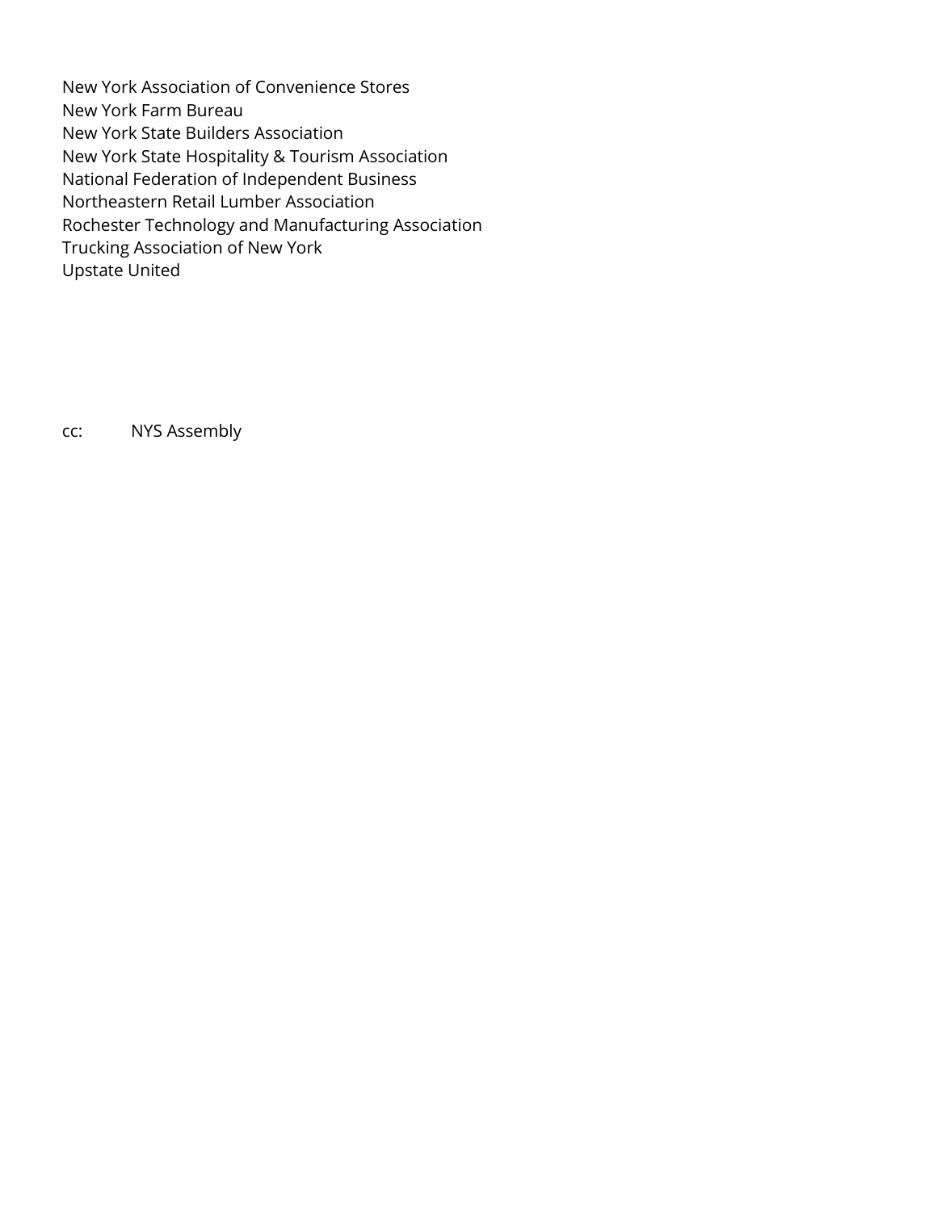New York Association of Convenience Stores
New York Farm Bureau
New York State Builders Association
New York State Hospitality & Tourism Association
National Federation of Independent Business
Northeastern Retail Lumber Association
Rochester Technology and Manufacturing Association
Trucking Association of New York
Upstate United

cc: NYS Assembly